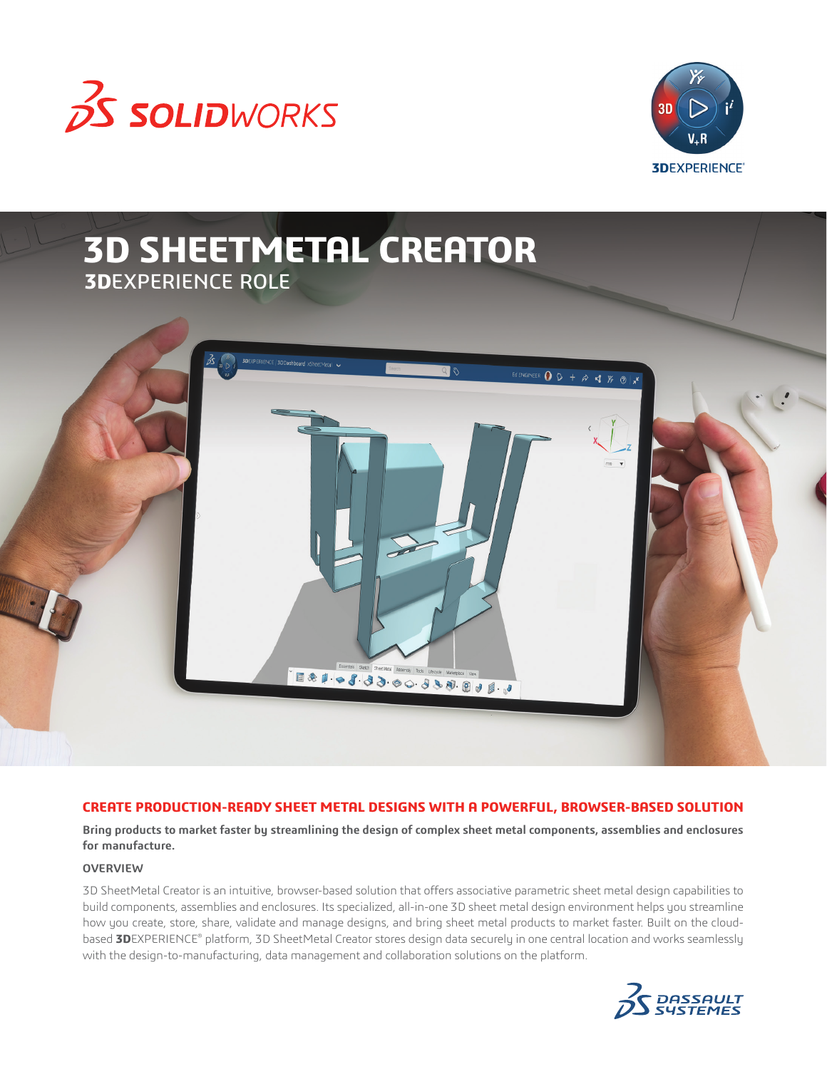# 3D SHEETMETAL CREATOR

**3D**EXPERIENCE ROLE

## CREATE PRODUCTION-READY SHEET METAL DESIGNS WITH A POWERFUL, BROWSER-BASED SOLUTION

**Bring products to market faster by streamlining the design of complex sheet metal components, assemblies and enclosures for manufacture.**

### OVERVIEW

3D SheetMetal Creator is an intuitive, browser-based solution that offers associative parametric sheet metal design capabilities to build components, assemblies and enclosures. Its specialized, all-in-one 3D sheet metal design environment helps you streamline how you create, store, share, validate and manage designs, and bring sheet metal products to market faster. Built on the cloud-based **3D**EXPERIENCE® platform, 3D SheetMetal Creator stores design data securely in one central location and works seamlessly with the design-to-manufacturing, data management and collaboration solutions on the platform.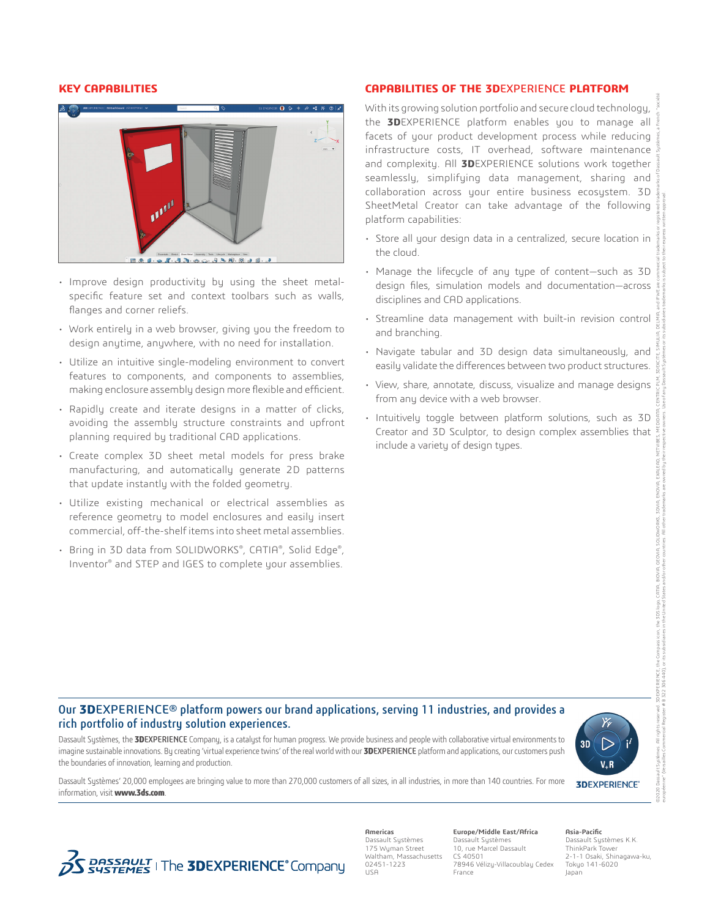## KEY CAPABILITIES

- Improve design productivity by using the sheet metal-specific feature set and context toolbars such as walls, flanges and corner reliefs.
- Work entirely in a web browser, giving you the freedom to design anytime, anywhere, with no need for installation.
- Utilize an intuitive single-modeling environment to convert features to components, and components to assemblies, making enclosure assembly design more flexible and efficient.
- Rapidly create and iterate designs in a matter of clicks, avoiding the assembly structure constraints and upfront planning required by traditional CAD applications.
- Create complex 3D sheet metal models for press brake manufacturing, and automatically generate 2D patterns that update instantly with the folded geometry.
- Utilize existing mechanical or electrical assemblies as reference geometry to model enclosures and easily insert commercial, off-the-shelf items into sheet metal assemblies.
- Bring in 3D data from SOLIDWORKS®, CATIA®, Solid Edge®, Inventor® and STEP and IGES to complete your assemblies.

## CAPABILITIES OF THE 3DEXPERIENCE PLATFORM

With its growing solution portfolio and secure cloud technology, the **3D**EXPERIENCE platform enables you to manage all facets of your product development process while reducing infrastructure costs, IT overhead, software maintenance and complexity. All **3D**EXPERIENCE solutions work together seamlessly, simplifying data management, sharing and collaboration across your entire business ecosystem. 3D SheetMetal Creator can take advantage of the following platform capabilities:

- Store all your design data in a centralized, secure location in the cloud.
- Manage the lifecycle of any type of content—such as 3D design files, simulation models and documentation—across disciplines and CAD applications.
- Streamline data management with built-in revision control and branching.
- Navigate tabular and 3D design data simultaneously, and easily validate the differences between two product structures.
- View, share, annotate, discuss, visualize and manage designs from any device with a web browser.
- Intuitively toggle between platform solutions, such as 3D Creator and 3D Sculptor, to design complex assemblies that include a variety of design types.

### Our 3DEXPERIENCE® platform powers our brand applications, serving 11 industries, and provides a rich portfolio of industry solution experiences.

Dassault Systèmes, the **3D**EXPERIENCE Company, is a catalyst for human progress. We provide business and people with collaborative virtual environments to imagine sustainable innovations. By creating 'virtual experience twins' of the real world with our **3D**EXPERIENCE platform and applications, our customers push the boundaries of innovation, learning and production.

Dassault Systèmes' 20,000 employees are bringing value to more than 270,000 customers of all sizes, in all industries, in more than 140 countries. For more information, visit **www.3ds.com**.

©2020 Dassault Systèmes. All rights reserved. 3DEXPERIENCE, the Compass icon, the 3DS logo, CATIA, BIOVIA, GEOVIA, SOLIDWORKS, 3DVIA, ENOVIA, EXALEAD, NETVIBES, MEDIDATA, CENTRIC PLM, 3DEXCITE, SIMULIA, DELMIA, and IFWE are commercial trademarks or registered trademarks of Dassault Systèmes, a French "société européenne" (Versailles Commercial Register # B 322 306 440), or its subsidiaries in the United States and/or other countries. All other trademarks are owned by their respective owners. Use of any Dassault Systèmes or its subsidiaries trademarks is subject to their express written approval.

DASSAULT SYSTEMES | The 3DEXPERIENCE® Company

**Americas**
Dassault Systèmes
175 Wyman Street
Waltham, Massachusetts
02451-1223
USA

**Europe/Middle East/Africa**
Dassault Systèmes
10, rue Marcel Dassault
CS 40501
78946 Vélizy-Villacoublay Cedex
France

**Asia-Pacific**
Dassault Systèmes K.K.
ThinkPark Tower
2-1-1 Osaki, Shinagawa-ku,
Tokyo 141-6020
Japan